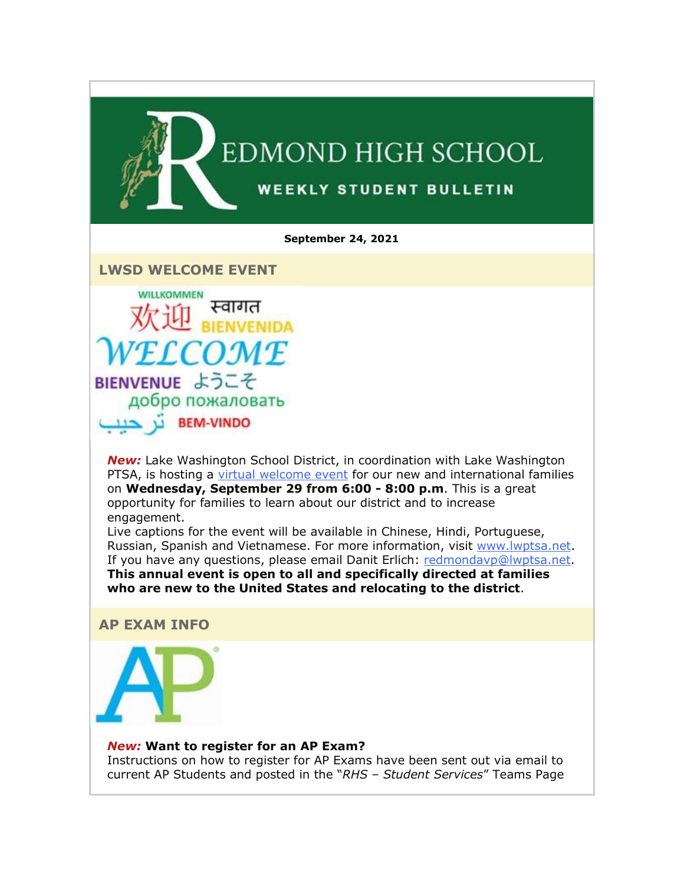# REDMOND HIGH SCHOOL

## WEEKLY STUDENT BULLETIN

**September 24, 2021**

## LWSD WELCOME EVENT

WILLKOMMEN 欢迎 स्वागत BIENVENIDA WELCOME BIENVENUE ようこそ добро пожаловать ترحيب BEM-VINDO

***New:*** Lake Washington School District, in coordination with Lake Washington PTSA, is hosting a virtual welcome event for our new and international families on **Wednesday, September 29 from 6:00 - 8:00 p.m**. This is a great opportunity for families to learn about our district and to increase engagement.

Live captions for the event will be available in Chinese, Hindi, Portuguese, Russian, Spanish and Vietnamese. For more information, visit www.lwptsa.net. If you have any questions, please email Danit Erlich: redmondavp@lwptsa.net. **This annual event is open to all and specifically directed at families who are new to the United States and relocating to the district**.

## AP EXAM INFO

***New:*** **Want to register for an AP Exam?**

Instructions on how to register for AP Exams have been sent out via email to current AP Students and posted in the "*RHS – Student Services*" Teams Page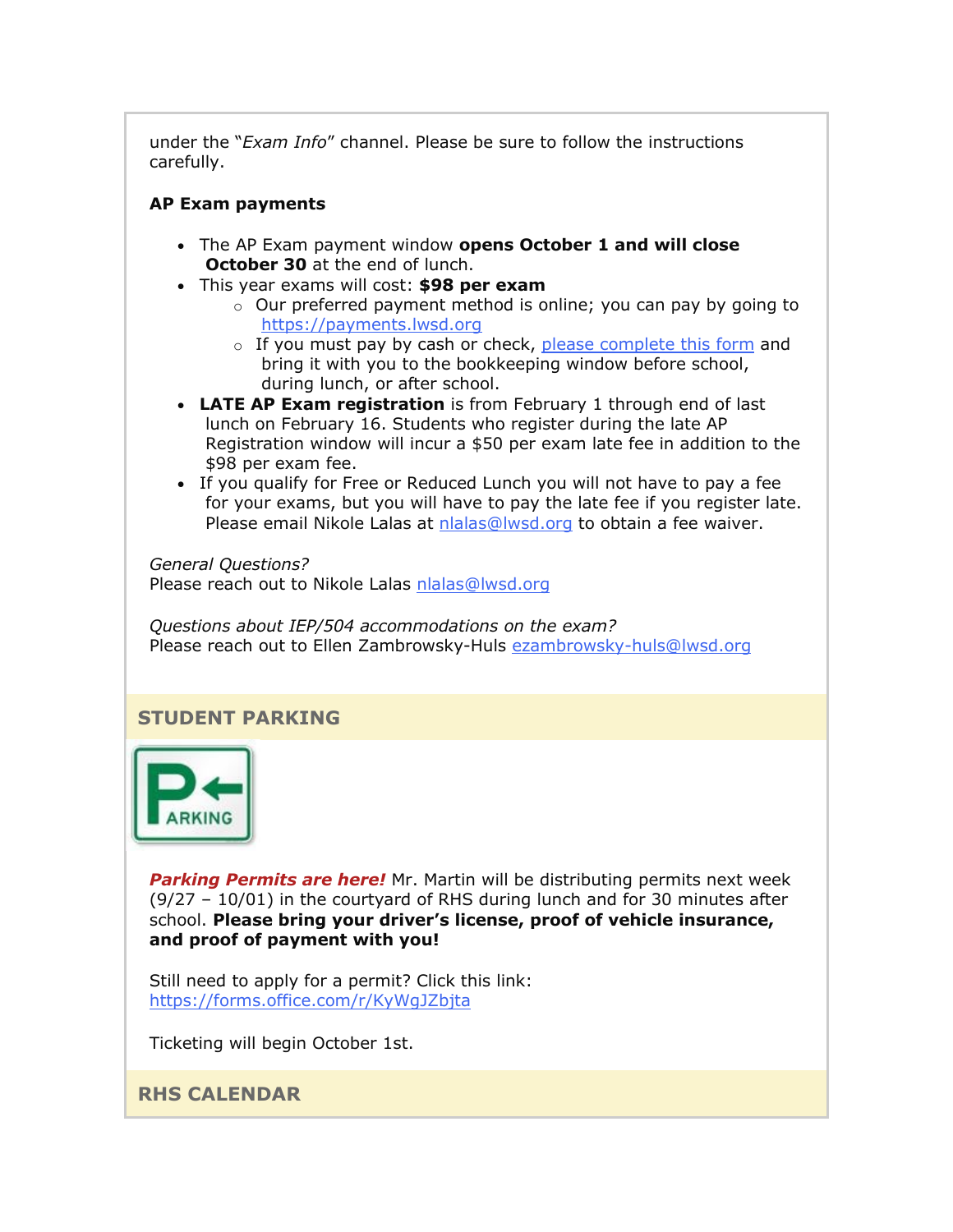under the "*Exam Info*" channel. Please be sure to follow the instructions carefully.

**AP Exam payments**

- The AP Exam payment window **opens October 1 and will close October 30** at the end of lunch.
- This year exams will cost: **$98 per exam**
  - Our preferred payment method is online; you can pay by going to https://payments.lwsd.org
  - If you must pay by cash or check, please complete this form and bring it with you to the bookkeeping window before school, during lunch, or after school.
- **LATE AP Exam registration** is from February 1 through end of last lunch on February 16. Students who register during the late AP Registration window will incur a $50 per exam late fee in addition to the $98 per exam fee.
- If you qualify for Free or Reduced Lunch you will not have to pay a fee for your exams, but you will have to pay the late fee if you register late. Please email Nikole Lalas at nlalas@lwsd.org to obtain a fee waiver.

*General Questions?*
Please reach out to Nikole Lalas nlalas@lwsd.org

*Questions about IEP/504 accommodations on the exam?*
Please reach out to Ellen Zambrowsky-Huls ezambrowsky-huls@lwsd.org

## STUDENT PARKING

***Parking Permits are here!*** Mr. Martin will be distributing permits next week (9/27 – 10/01) in the courtyard of RHS during lunch and for 30 minutes after school. **Please bring your driver's license, proof of vehicle insurance, and proof of payment with you!**

Still need to apply for a permit? Click this link: https://forms.office.com/r/KyWgJZbjta

Ticketing will begin October 1st.

## RHS CALENDAR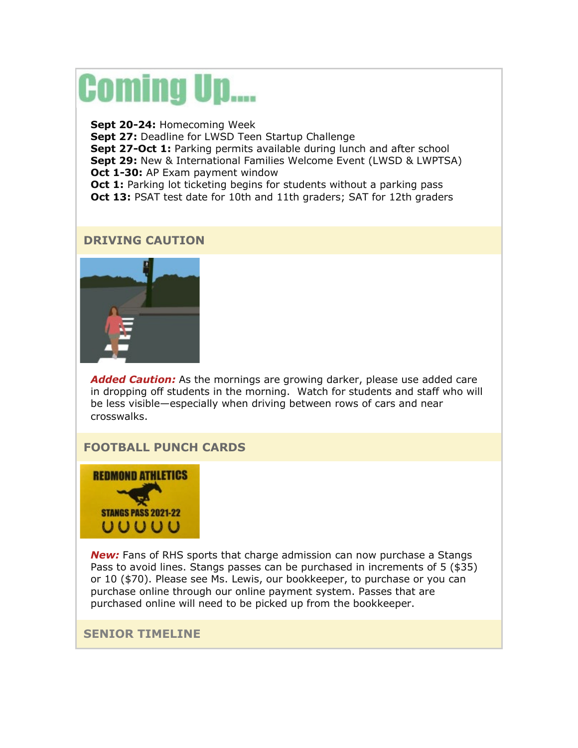# Coming Up....

**Sept 20-24:** Homecoming Week
**Sept 27:** Deadline for LWSD Teen Startup Challenge
**Sept 27-Oct 1:** Parking permits available during lunch and after school
**Sept 29:** New & International Families Welcome Event (LWSD & LWPTSA)
**Oct 1-30:** AP Exam payment window
**Oct 1:** Parking lot ticketing begins for students without a parking pass
**Oct 13:** PSAT test date for 10th and 11th graders; SAT for 12th graders

## DRIVING CAUTION

***Added Caution:*** As the mornings are growing darker, please use added care in dropping off students in the morning. Watch for students and staff who will be less visible—especially when driving between rows of cars and near crosswalks.

## FOOTBALL PUNCH CARDS

***New:*** Fans of RHS sports that charge admission can now purchase a Stangs Pass to avoid lines. Stangs passes can be purchased in increments of 5 ($35) or 10 ($70). Please see Ms. Lewis, our bookkeeper, to purchase or you can purchase online through our online payment system. Passes that are purchased online will need to be picked up from the bookkeeper.

## SENIOR TIMELINE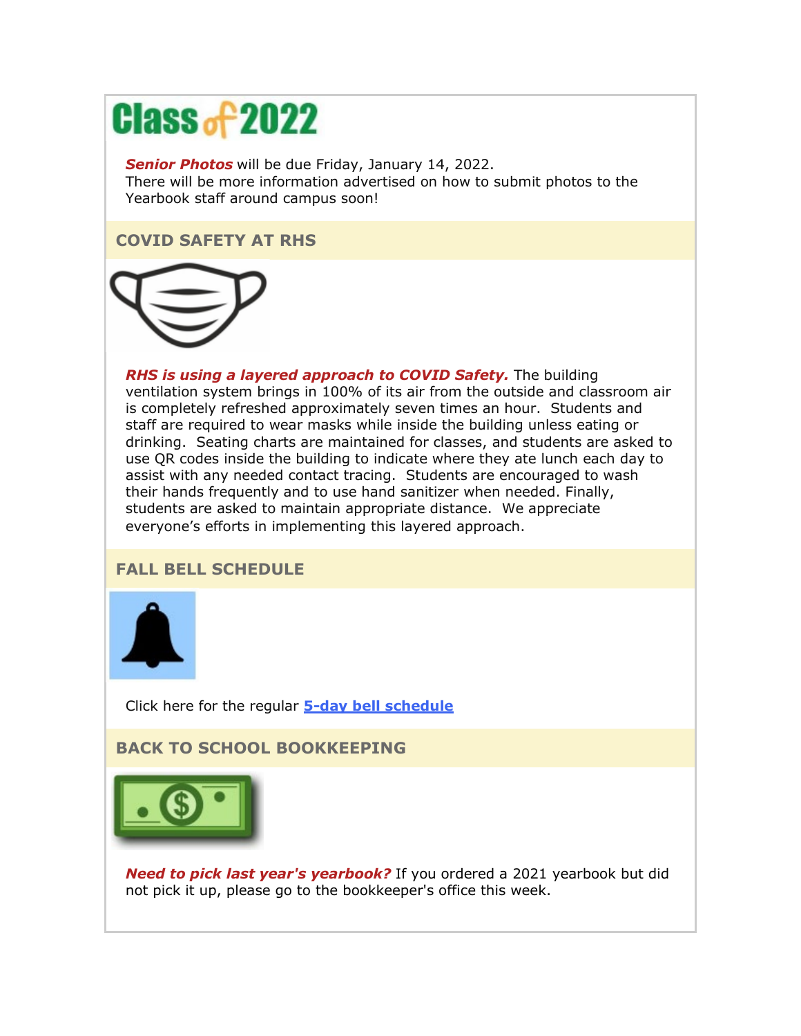# Class of 2022

***Senior Photos*** will be due Friday, January 14, 2022.
There will be more information advertised on how to submit photos to the Yearbook staff around campus soon!

## COVID SAFETY AT RHS

***RHS is using a layered approach to COVID Safety.*** The building ventilation system brings in 100% of its air from the outside and classroom air is completely refreshed approximately seven times an hour. Students and staff are required to wear masks while inside the building unless eating or drinking. Seating charts are maintained for classes, and students are asked to use QR codes inside the building to indicate where they ate lunch each day to assist with any needed contact tracing. Students are encouraged to wash their hands frequently and to use hand sanitizer when needed. Finally, students are asked to maintain appropriate distance. We appreciate everyone's efforts in implementing this layered approach.

## FALL BELL SCHEDULE

Click here for the regular **5-day bell schedule**

## BACK TO SCHOOL BOOKKEEPING

***Need to pick last year's yearbook?*** If you ordered a 2021 yearbook but did not pick it up, please go to the bookkeeper's office this week.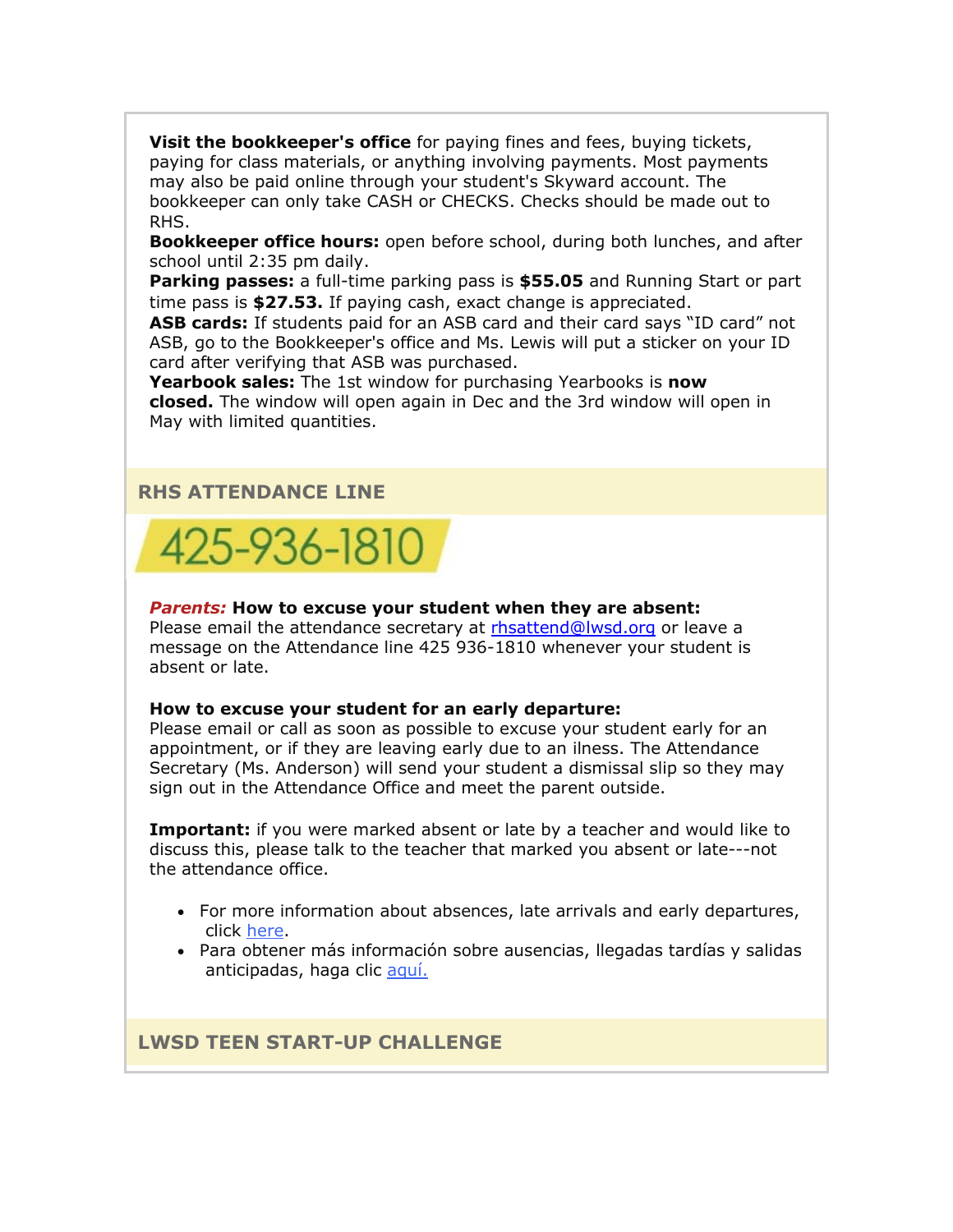**Visit the bookkeeper's office** for paying fines and fees, buying tickets, paying for class materials, or anything involving payments. Most payments may also be paid online through your student's Skyward account. The bookkeeper can only take CASH or CHECKS. Checks should be made out to RHS.

**Bookkeeper office hours:** open before school, during both lunches, and after school until 2:35 pm daily.

**Parking passes:** a full-time parking pass is **$55.05** and Running Start or part time pass is **$27.53.** If paying cash, exact change is appreciated.

**ASB cards:** If students paid for an ASB card and their card says "ID card" not ASB, go to the Bookkeeper's office and Ms. Lewis will put a sticker on your ID card after verifying that ASB was purchased.

**Yearbook sales:** The 1st window for purchasing Yearbooks is **now closed.** The window will open again in Dec and the 3rd window will open in May with limited quantities.

## RHS ATTENDANCE LINE

425-936-1810

***Parents:*** **How to excuse your student when they are absent:**
Please email the attendance secretary at rhsattend@lwsd.org or leave a message on the Attendance line 425 936-1810 whenever your student is absent or late.

**How to excuse your student for an early departure:**
Please email or call as soon as possible to excuse your student early for an appointment, or if they are leaving early due to an ilness. The Attendance Secretary (Ms. Anderson) will send your student a dismissal slip so they may sign out in the Attendance Office and meet the parent outside.

**Important:** if you were marked absent or late by a teacher and would like to discuss this, please talk to the teacher that marked you absent or late---not the attendance office.

- For more information about absences, late arrivals and early departures, click here.
- Para obtener más información sobre ausencias, llegadas tardías y salidas anticipadas, haga clic aquí.

## LWSD TEEN START-UP CHALLENGE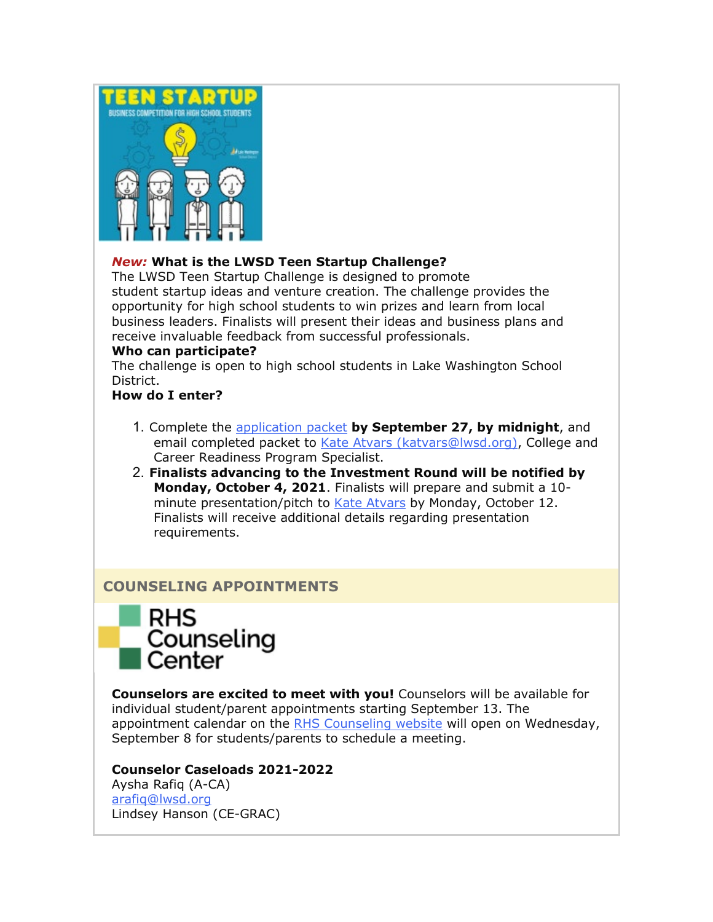***New:*** **What is the LWSD Teen Startup Challenge?**
The LWSD Teen Startup Challenge is designed to promote student startup ideas and venture creation. The challenge provides the opportunity for high school students to win prizes and learn from local business leaders. Finalists will present their ideas and business plans and receive invaluable feedback from successful professionals.
**Who can participate?**
The challenge is open to high school students in Lake Washington School District.
**How do I enter?**

1. Complete the application packet **by September 27, by midnight**, and email completed packet to Kate Atvars (katvars@lwsd.org), College and Career Readiness Program Specialist.
2. **Finalists advancing to the Investment Round will be notified by Monday, October 4, 2021**. Finalists will prepare and submit a 10-minute presentation/pitch to Kate Atvars by Monday, October 12. Finalists will receive additional details regarding presentation requirements.

## COUNSELING APPOINTMENTS

RHS Counseling Center

**Counselors are excited to meet with you!** Counselors will be available for individual student/parent appointments starting September 13. The appointment calendar on the RHS Counseling website will open on Wednesday, September 8 for students/parents to schedule a meeting.

**Counselor Caseloads 2021-2022**
Aysha Rafiq (A-CA)
arafiq@lwsd.org
Lindsey Hanson (CE-GRAC)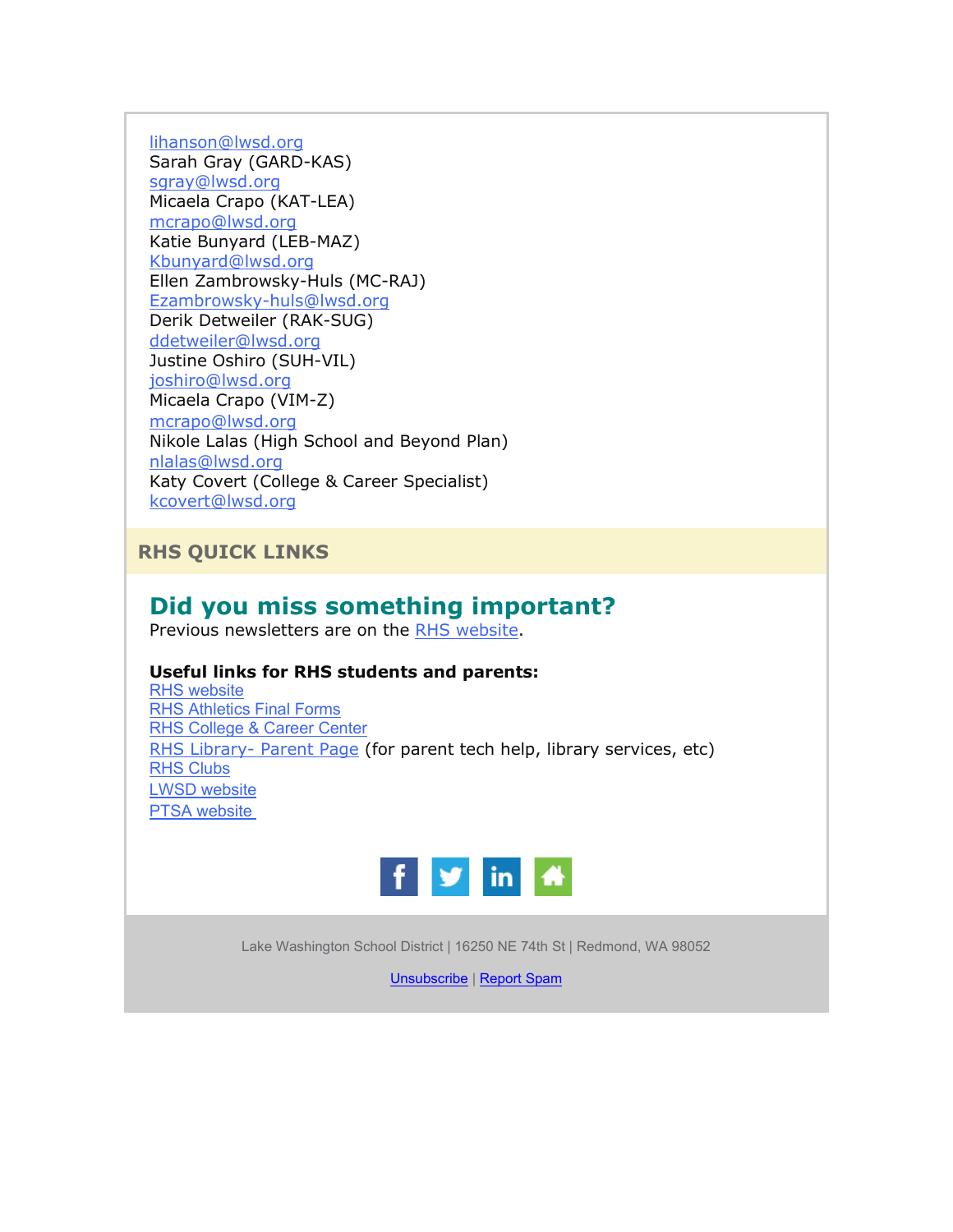lihanson@lwsd.org
Sarah Gray (GARD-KAS)
sgray@lwsd.org
Micaela Crapo (KAT-LEA)
mcrapo@lwsd.org
Katie Bunyard (LEB-MAZ)
Kbunyard@lwsd.org
Ellen Zambrowsky-Huls (MC-RAJ)
Ezambrowsky-huls@lwsd.org
Derik Detweiler (RAK-SUG)
ddetweiler@lwsd.org
Justine Oshiro (SUH-VIL)
joshiro@lwsd.org
Micaela Crapo (VIM-Z)
mcrapo@lwsd.org
Nikole Lalas (High School and Beyond Plan)
nlalas@lwsd.org
Katy Covert (College & Career Specialist)
kcovert@lwsd.org

## RHS QUICK LINKS

## Did you miss something important?

Previous newsletters are on the RHS website.

**Useful links for RHS students and parents:**
RHS website
RHS Athletics Final Forms
RHS College & Career Center
RHS Library- Parent Page (for parent tech help, library services, etc)
RHS Clubs
LWSD website
PTSA website

Lake Washington School District | 16250 NE 74th St | Redmond, WA 98052

Unsubscribe | Report Spam